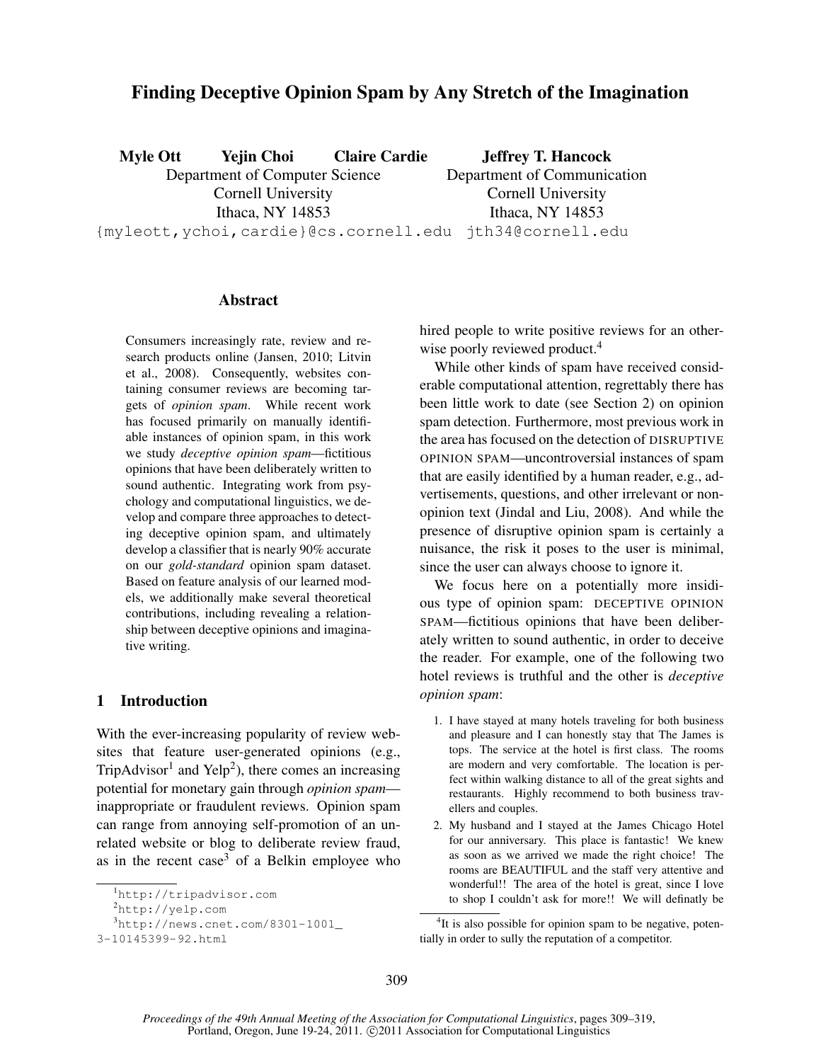# Finding Deceptive Opinion Spam by Any Stretch of the Imagination

**Myle Ott** **Yejin Choi** **Claire Cardie**
Department of Computer Science
Cornell University
Ithaca, NY 14853
{myleott,ychoi,cardie}@cs.cornell.edu

**Jeffrey T. Hancock**
Department of Communication
Cornell University
Ithaca, NY 14853
jth34@cornell.edu

## Abstract

Consumers increasingly rate, review and research products online (Jansen, 2010; Litvin et al., 2008). Consequently, websites containing consumer reviews are becoming targets of *opinion spam*. While recent work has focused primarily on manually identifiable instances of opinion spam, in this work we study *deceptive opinion spam*—fictitious opinions that have been deliberately written to sound authentic. Integrating work from psychology and computational linguistics, we develop and compare three approaches to detecting deceptive opinion spam, and ultimately develop a classifier that is nearly 90% accurate on our *gold-standard* opinion spam dataset. Based on feature analysis of our learned models, we additionally make several theoretical contributions, including revealing a relationship between deceptive opinions and imaginative writing.

## 1 Introduction

With the ever-increasing popularity of review websites that feature user-generated opinions (e.g., TripAdvisor[1] and Yelp[2]), there comes an increasing potential for monetary gain through *opinion spam*—inappropriate or fraudulent reviews. Opinion spam can range from annoying self-promotion of an unrelated website or blog to deliberate review fraud, as in the recent case[3] of a Belkin employee who hired people to write positive reviews for an otherwise poorly reviewed product.[4]

While other kinds of spam have received considerable computational attention, regrettably there has been little work to date (see Section 2) on opinion spam detection. Furthermore, most previous work in the area has focused on the detection of DISRUPTIVE OPINION SPAM—uncontroversial instances of spam that are easily identified by a human reader, e.g., advertisements, questions, and other irrelevant or non-opinion text (Jindal and Liu, 2008). And while the presence of disruptive opinion spam is certainly a nuisance, the risk it poses to the user is minimal, since the user can always choose to ignore it.

We focus here on a potentially more insidious type of opinion spam: DECEPTIVE OPINION SPAM—fictitious opinions that have been deliberately written to sound authentic, in order to deceive the reader. For example, one of the following two hotel reviews is truthful and the other is *deceptive opinion spam*:

1. I have stayed at many hotels traveling for both business and pleasure and I can honestly stay that The James is tops. The service at the hotel is first class. The rooms are modern and very comfortable. The location is perfect within walking distance to all of the great sights and restaurants. Highly recommend to both business travellers and couples.
2. My husband and I stayed at the James Chicago Hotel for our anniversary. This place is fantastic! We knew as soon as we arrived we made the right choice! The rooms are BEAUTIFUL and the staff very attentive and wonderful!! The area of the hotel is great, since I love to shop I couldn't ask for more!! We will definatly be

[1] http://tripadvisor.com

[2] http://yelp.com

[3] http://news.cnet.com/8301-1001_3-10145399-92.html

[4] It is also possible for opinion spam to be negative, potentially in order to sully the reputation of a competitor.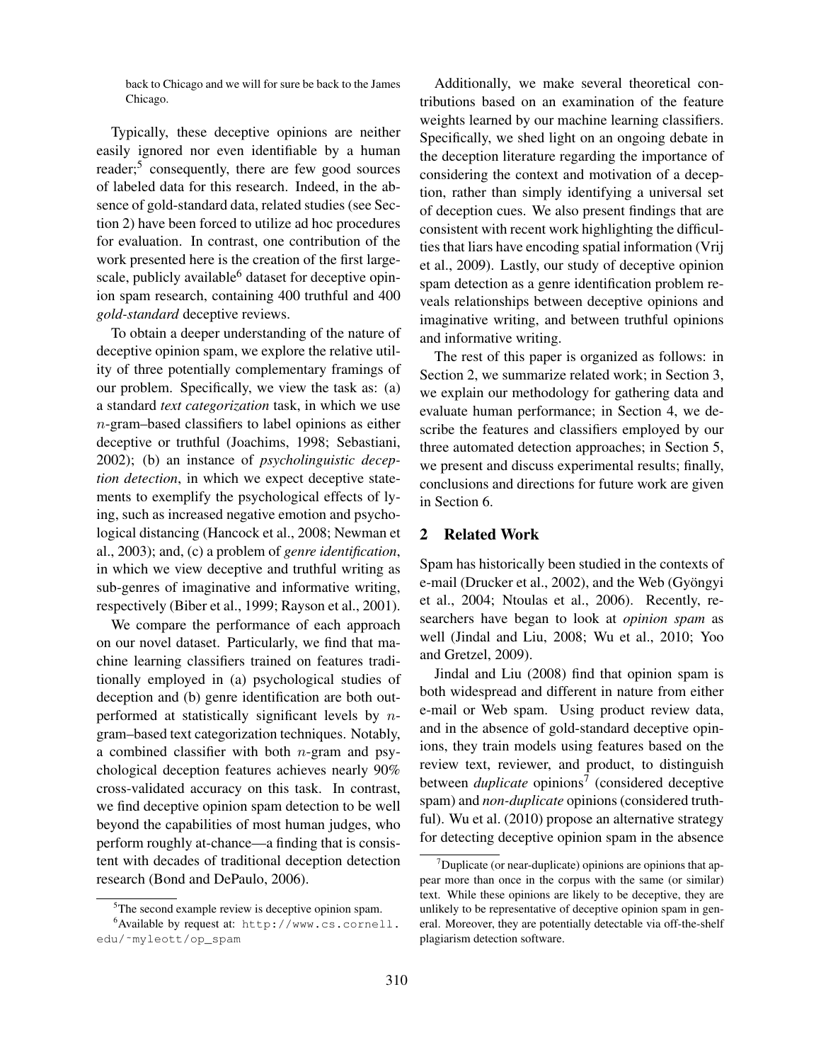back to Chicago and we will for sure be back to the James Chicago.

Typically, these deceptive opinions are neither easily ignored nor even identifiable by a human reader;[5] consequently, there are few good sources of labeled data for this research. Indeed, in the absence of gold-standard data, related studies (see Section 2) have been forced to utilize ad hoc procedures for evaluation. In contrast, one contribution of the work presented here is the creation of the first large-scale, publicly available[6] dataset for deceptive opinion spam research, containing 400 truthful and 400 *gold-standard* deceptive reviews.

To obtain a deeper understanding of the nature of deceptive opinion spam, we explore the relative utility of three potentially complementary framings of our problem. Specifically, we view the task as: (a) a standard *text categorization* task, in which we use $n$-gram–based classifiers to label opinions as either deceptive or truthful (Joachims, 1998; Sebastiani, 2002); (b) an instance of *psycholinguistic deception detection*, in which we expect deceptive statements to exemplify the psychological effects of lying, such as increased negative emotion and psychological distancing (Hancock et al., 2008; Newman et al., 2003); and, (c) a problem of *genre identification*, in which we view deceptive and truthful writing as sub-genres of imaginative and informative writing, respectively (Biber et al., 1999; Rayson et al., 2001).

We compare the performance of each approach on our novel dataset. Particularly, we find that machine learning classifiers trained on features traditionally employed in (a) psychological studies of deception and (b) genre identification are both outperformed at statistically significant levels by $n$-gram–based text categorization techniques. Notably, a combined classifier with both $n$-gram and psychological deception features achieves nearly 90% cross-validated accuracy on this task. In contrast, we find deceptive opinion spam detection to be well beyond the capabilities of most human judges, who perform roughly at-chance—a finding that is consistent with decades of traditional deception detection research (Bond and DePaulo, 2006).

[5] The second example review is deceptive opinion spam.

[6] Available by request at: http://www.cs.cornell.edu/~myleott/op_spam

Additionally, we make several theoretical contributions based on an examination of the feature weights learned by our machine learning classifiers. Specifically, we shed light on an ongoing debate in the deception literature regarding the importance of considering the context and motivation of a deception, rather than simply identifying a universal set of deception cues. We also present findings that are consistent with recent work highlighting the difficulties that liars have encoding spatial information (Vrij et al., 2009). Lastly, our study of deceptive opinion spam detection as a genre identification problem reveals relationships between deceptive opinions and imaginative writing, and between truthful opinions and informative writing.

The rest of this paper is organized as follows: in Section 2, we summarize related work; in Section 3, we explain our methodology for gathering data and evaluate human performance; in Section 4, we describe the features and classifiers employed by our three automated detection approaches; in Section 5, we present and discuss experimental results; finally, conclusions and directions for future work are given in Section 6.

## 2 Related Work

Spam has historically been studied in the contexts of e-mail (Drucker et al., 2002), and the Web (Gyöngyi et al., 2004; Ntoulas et al., 2006). Recently, researchers have began to look at *opinion spam* as well (Jindal and Liu, 2008; Wu et al., 2010; Yoo and Gretzel, 2009).

Jindal and Liu (2008) find that opinion spam is both widespread and different in nature from either e-mail or Web spam. Using product review data, and in the absence of gold-standard deceptive opinions, they train models using features based on the review text, reviewer, and product, to distinguish between *duplicate* opinions[7] (considered deceptive spam) and *non-duplicate* opinions (considered truthful). Wu et al. (2010) propose an alternative strategy for detecting deceptive opinion spam in the absence

[7] Duplicate (or near-duplicate) opinions are opinions that appear more than once in the corpus with the same (or similar) text. While these opinions are likely to be deceptive, they are unlikely to be representative of deceptive opinion spam in general. Moreover, they are potentially detectable via off-the-shelf plagiarism detection software.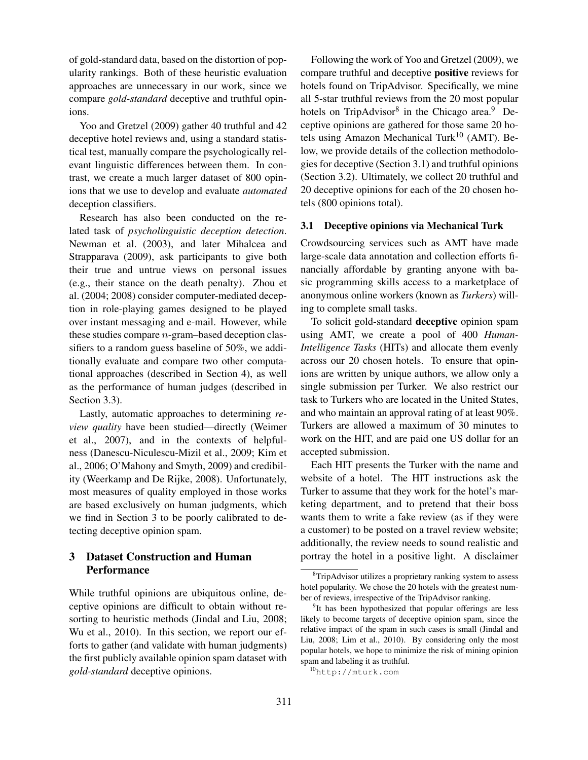of gold-standard data, based on the distortion of popularity rankings. Both of these heuristic evaluation approaches are unnecessary in our work, since we compare *gold-standard* deceptive and truthful opinions.

Yoo and Gretzel (2009) gather 40 truthful and 42 deceptive hotel reviews and, using a standard statistical test, manually compare the psychologically relevant linguistic differences between them. In contrast, we create a much larger dataset of 800 opinions that we use to develop and evaluate *automated* deception classifiers.

Research has also been conducted on the related task of *psycholinguistic deception detection*. Newman et al. (2003), and later Mihalcea and Strapparava (2009), ask participants to give both their true and untrue views on personal issues (e.g., their stance on the death penalty). Zhou et al. (2004; 2008) consider computer-mediated deception in role-playing games designed to be played over instant messaging and e-mail. However, while these studies compare $n$-gram–based deception classifiers to a random guess baseline of 50%, we additionally evaluate and compare two other computational approaches (described in Section 4), as well as the performance of human judges (described in Section 3.3).

Lastly, automatic approaches to determining *review quality* have been studied—directly (Weimer et al., 2007), and in the contexts of helpfulness (Danescu-Niculescu-Mizil et al., 2009; Kim et al., 2006; O'Mahony and Smyth, 2009) and credibility (Weerkamp and De Rijke, 2008). Unfortunately, most measures of quality employed in those works are based exclusively on human judgments, which we find in Section 3 to be poorly calibrated to detecting deceptive opinion spam.

## 3 Dataset Construction and Human Performance

While truthful opinions are ubiquitous online, deceptive opinions are difficult to obtain without resorting to heuristic methods (Jindal and Liu, 2008; Wu et al., 2010). In this section, we report our efforts to gather (and validate with human judgments) the first publicly available opinion spam dataset with *gold-standard* deceptive opinions.

Following the work of Yoo and Gretzel (2009), we compare truthful and deceptive **positive** reviews for hotels found on TripAdvisor. Specifically, we mine all 5-star truthful reviews from the 20 most popular hotels on TripAdvisor[8] in the Chicago area.[9] Deceptive opinions are gathered for those same 20 hotels using Amazon Mechanical Turk[10] (AMT). Below, we provide details of the collection methodologies for deceptive (Section 3.1) and truthful opinions (Section 3.2). Ultimately, we collect 20 truthful and 20 deceptive opinions for each of the 20 chosen hotels (800 opinions total).

### 3.1 Deceptive opinions via Mechanical Turk

Crowdsourcing services such as AMT have made large-scale data annotation and collection efforts financially affordable by granting anyone with basic programming skills access to a marketplace of anonymous online workers (known as *Turkers*) willing to complete small tasks.

To solicit gold-standard **deceptive** opinion spam using AMT, we create a pool of 400 *Human-Intelligence Tasks* (HITs) and allocate them evenly across our 20 chosen hotels. To ensure that opinions are written by unique authors, we allow only a single submission per Turker. We also restrict our task to Turkers who are located in the United States, and who maintain an approval rating of at least 90%. Turkers are allowed a maximum of 30 minutes to work on the HIT, and are paid one US dollar for an accepted submission.

Each HIT presents the Turker with the name and website of a hotel. The HIT instructions ask the Turker to assume that they work for the hotel's marketing department, and to pretend that their boss wants them to write a fake review (as if they were a customer) to be posted on a travel review website; additionally, the review needs to sound realistic and portray the hotel in a positive light. A disclaimer

[8] TripAdvisor utilizes a proprietary ranking system to assess hotel popularity. We chose the 20 hotels with the greatest number of reviews, irrespective of the TripAdvisor ranking.

[9] It has been hypothesized that popular offerings are less likely to become targets of deceptive opinion spam, since the relative impact of the spam in such cases is small (Jindal and Liu, 2008; Lim et al., 2010). By considering only the most popular hotels, we hope to minimize the risk of mining opinion spam and labeling it as truthful.

[10] http://mturk.com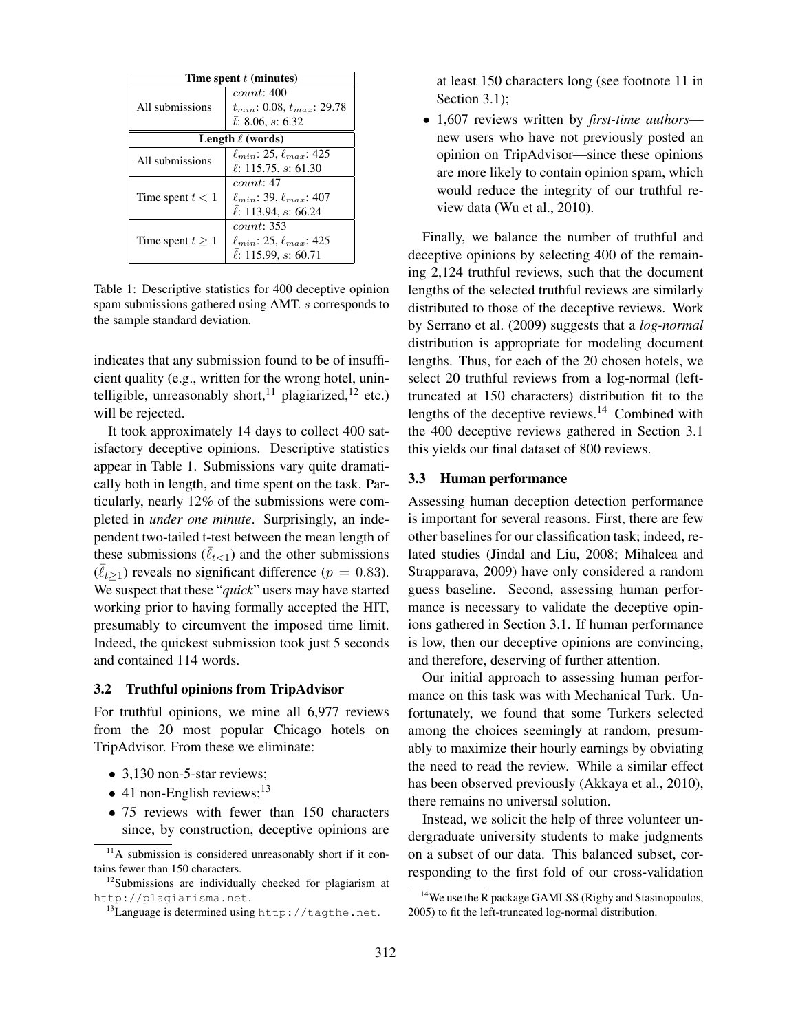| Time spent $t$ (minutes) | |
|---|---|
| All submissions | $count$: 400<br>$t_{min}$: 0.08, $t_{max}$: 29.78<br>$\bar{t}$: 8.06, $s$: 6.32 |
| **Length $\ell$ (words)** | |
| All submissions | $\ell_{min}$: 25, $\ell_{max}$: 425<br>$\bar{\ell}$: 115.75, $s$: 61.30 |
| Time spent $t < 1$ | $count$: 47<br>$\ell_{min}$: 39, $\ell_{max}$: 407<br>$\bar{\ell}$: 113.94, $s$: 66.24 |
| Time spent $t \geq 1$ | $count$: 353<br>$\ell_{min}$: 25, $\ell_{max}$: 425<br>$\bar{\ell}$: 115.99, $s$: 60.71 |

Table 1: Descriptive statistics for 400 deceptive opinion spam submissions gathered using AMT. $s$ corresponds to the sample standard deviation.

indicates that any submission found to be of insufficient quality (e.g., written for the wrong hotel, unintelligible, unreasonably short,[11] plagiarized,[12] etc.) will be rejected.

It took approximately 14 days to collect 400 satisfactory deceptive opinions. Descriptive statistics appear in Table 1. Submissions vary quite dramatically both in length, and time spent on the task. Particularly, nearly 12% of the submissions were completed in *under one minute*. Surprisingly, an independent two-tailed t-test between the mean length of these submissions ($\bar{\ell}_{t<1}$) and the other submissions ($\bar{\ell}_{t\geq1}$) reveals no significant difference ($p = 0.83$). We suspect that these "*quick*" users may have started working prior to having formally accepted the HIT, presumably to circumvent the imposed time limit. Indeed, the quickest submission took just 5 seconds and contained 114 words.

### 3.2 Truthful opinions from TripAdvisor

For truthful opinions, we mine all 6,977 reviews from the 20 most popular Chicago hotels on TripAdvisor. From these we eliminate:

- 3,130 non-5-star reviews;
- 41 non-English reviews;[13]
- 75 reviews with fewer than 150 characters since, by construction, deceptive opinions are at least 150 characters long (see footnote 11 in Section 3.1);
- 1,607 reviews written by *first-time authors*—new users who have not previously posted an opinion on TripAdvisor—since these opinions are more likely to contain opinion spam, which would reduce the integrity of our truthful review data (Wu et al., 2010).

Finally, we balance the number of truthful and deceptive opinions by selecting 400 of the remaining 2,124 truthful reviews, such that the document lengths of the selected truthful reviews are similarly distributed to those of the deceptive reviews. Work by Serrano et al. (2009) suggests that a *log-normal* distribution is appropriate for modeling document lengths. Thus, for each of the 20 chosen hotels, we select 20 truthful reviews from a log-normal (left-truncated at 150 characters) distribution fit to the lengths of the deceptive reviews.[14] Combined with the 400 deceptive reviews gathered in Section 3.1 this yields our final dataset of 800 reviews.

### 3.3 Human performance

Assessing human deception detection performance is important for several reasons. First, there are few other baselines for our classification task; indeed, related studies (Jindal and Liu, 2008; Mihalcea and Strapparava, 2009) have only considered a random guess baseline. Second, assessing human performance is necessary to validate the deceptive opinions gathered in Section 3.1. If human performance is low, then our deceptive opinions are convincing, and therefore, deserving of further attention.

Our initial approach to assessing human performance on this task was with Mechanical Turk. Unfortunately, we found that some Turkers selected among the choices seemingly at random, presumably to maximize their hourly earnings by obviating the need to read the review. While a similar effect has been observed previously (Akkaya et al., 2010), there remains no universal solution.

Instead, we solicit the help of three volunteer undergraduate university students to make judgments on a subset of our data. This balanced subset, corresponding to the first fold of our cross-validation

[11] A submission is considered unreasonably short if it contains fewer than 150 characters.

[12] Submissions are individually checked for plagiarism at http://plagiarisma.net.

[13] Language is determined using http://tagthe.net.

[14] We use the R package GAMLSS (Rigby and Stasinopoulos, 2005) to fit the left-truncated log-normal distribution.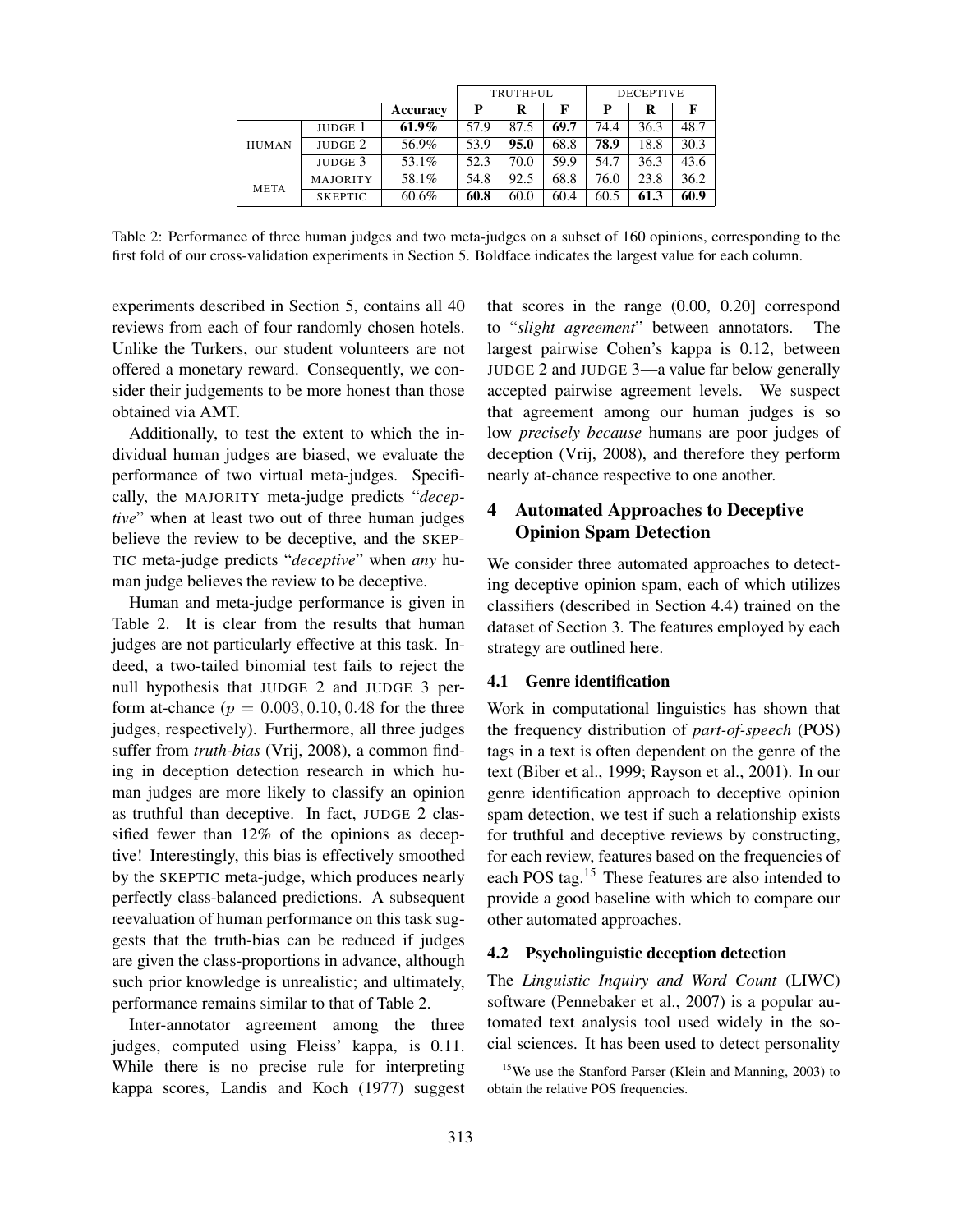| | | | TRUTHFUL | | | DECEPTIVE | | |
|---|---|---|---|---|---|---|---|---|
| | | **Accuracy** | **P** | **R** | **F** | **P** | **R** | **F** |
| HUMAN | JUDGE 1 | **61.9%** | 57.9 | 87.5 | **69.7** | 74.4 | 36.3 | 48.7 |
| | JUDGE 2 | 56.9% | 53.9 | **95.0** | 68.8 | **78.9** | 18.8 | 30.3 |
| | JUDGE 3 | 53.1% | 52.3 | 70.0 | 59.9 | 54.7 | 36.3 | 43.6 |
| META | MAJORITY | 58.1% | 54.8 | 92.5 | 68.8 | 76.0 | 23.8 | 36.2 |
| | SKEPTIC | 60.6% | **60.8** | 60.0 | 60.4 | 60.5 | **61.3** | **60.9** |

Table 2: Performance of three human judges and two meta-judges on a subset of 160 opinions, corresponding to the first fold of our cross-validation experiments in Section 5. Boldface indicates the largest value for each column.

experiments described in Section 5, contains all 40 reviews from each of four randomly chosen hotels. Unlike the Turkers, our student volunteers are not offered a monetary reward. Consequently, we consider their judgements to be more honest than those obtained via AMT.

Additionally, to test the extent to which the individual human judges are biased, we evaluate the performance of two virtual meta-judges. Specifically, the MAJORITY meta-judge predicts "*deceptive*" when at least two out of three human judges believe the review to be deceptive, and the SKEPTIC meta-judge predicts "*deceptive*" when *any* human judge believes the review to be deceptive.

Human and meta-judge performance is given in Table 2. It is clear from the results that human judges are not particularly effective at this task. Indeed, a two-tailed binomial test fails to reject the null hypothesis that JUDGE 2 and JUDGE 3 perform at-chance ($p = 0.003, 0.10, 0.48$ for the three judges, respectively). Furthermore, all three judges suffer from *truth-bias* (Vrij, 2008), a common finding in deception detection research in which human judges are more likely to classify an opinion as truthful than deceptive. In fact, JUDGE 2 classified fewer than 12% of the opinions as deceptive! Interestingly, this bias is effectively smoothed by the SKEPTIC meta-judge, which produces nearly perfectly class-balanced predictions. A subsequent reevaluation of human performance on this task suggests that the truth-bias can be reduced if judges are given the class-proportions in advance, although such prior knowledge is unrealistic; and ultimately, performance remains similar to that of Table 2.

Inter-annotator agreement among the three judges, computed using Fleiss' kappa, is 0.11. While there is no precise rule for interpreting kappa scores, Landis and Koch (1977) suggest that scores in the range (0.00, 0.20] correspond to "*slight agreement*" between annotators. The largest pairwise Cohen's kappa is 0.12, between JUDGE 2 and JUDGE 3—a value far below generally accepted pairwise agreement levels. We suspect that agreement among our human judges is so low *precisely because* humans are poor judges of deception (Vrij, 2008), and therefore they perform nearly at-chance respective to one another.

## 4 Automated Approaches to Deceptive Opinion Spam Detection

We consider three automated approaches to detecting deceptive opinion spam, each of which utilizes classifiers (described in Section 4.4) trained on the dataset of Section 3. The features employed by each strategy are outlined here.

### 4.1 Genre identification

Work in computational linguistics has shown that the frequency distribution of *part-of-speech* (POS) tags in a text is often dependent on the genre of the text (Biber et al., 1999; Rayson et al., 2001). In our genre identification approach to deceptive opinion spam detection, we test if such a relationship exists for truthful and deceptive reviews by constructing, for each review, features based on the frequencies of each POS tag.[15] These features are also intended to provide a good baseline with which to compare our other automated approaches.

### 4.2 Psycholinguistic deception detection

The *Linguistic Inquiry and Word Count* (LIWC) software (Pennebaker et al., 2007) is a popular automated text analysis tool used widely in the social sciences. It has been used to detect personality

[15] We use the Stanford Parser (Klein and Manning, 2003) to obtain the relative POS frequencies.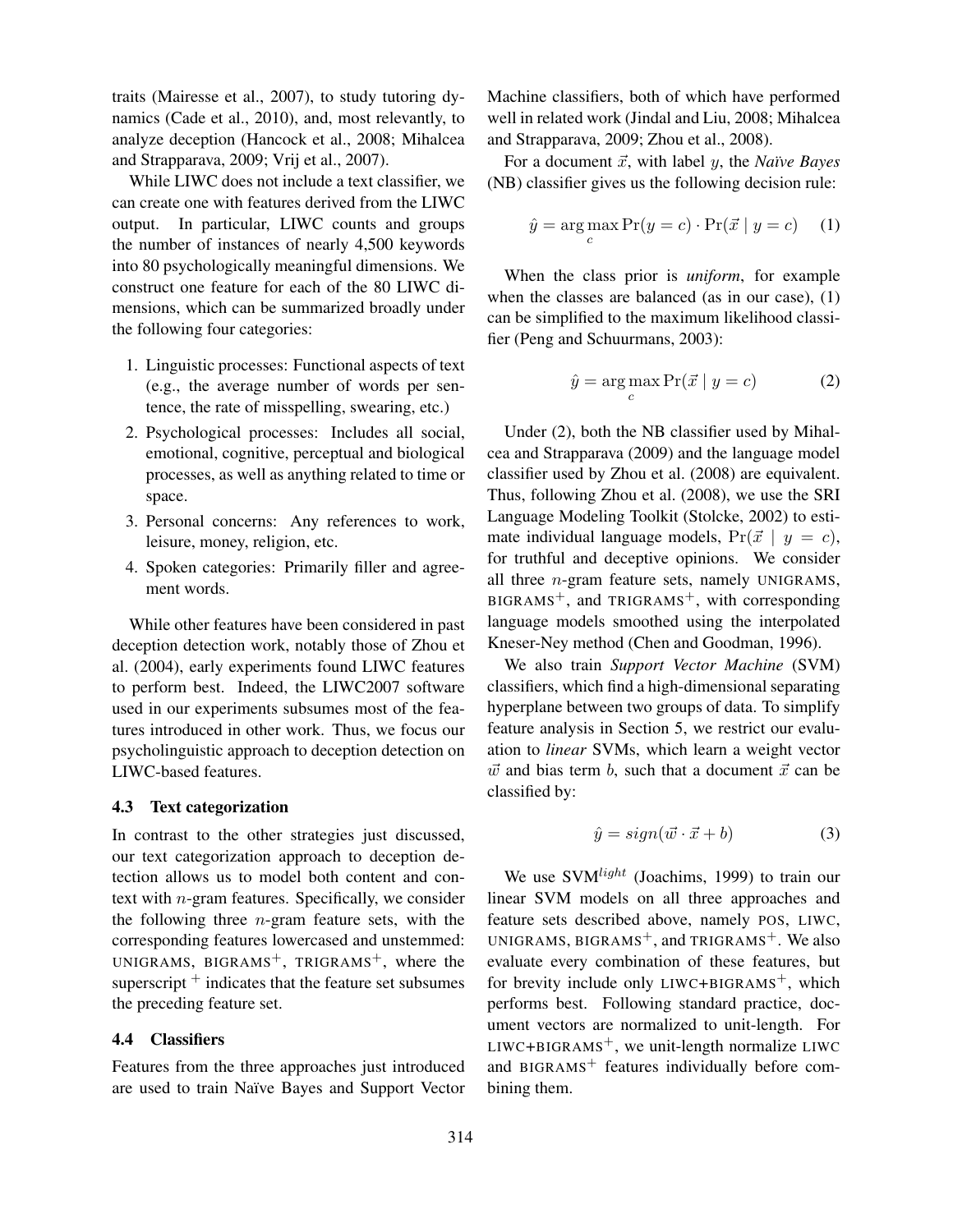traits (Mairesse et al., 2007), to study tutoring dynamics (Cade et al., 2010), and, most relevantly, to analyze deception (Hancock et al., 2008; Mihalcea and Strapparava, 2009; Vrij et al., 2007).

While LIWC does not include a text classifier, we can create one with features derived from the LIWC output. In particular, LIWC counts and groups the number of instances of nearly 4,500 keywords into 80 psychologically meaningful dimensions. We construct one feature for each of the 80 LIWC dimensions, which can be summarized broadly under the following four categories:

1. Linguistic processes: Functional aspects of text (e.g., the average number of words per sentence, the rate of misspelling, swearing, etc.)
2. Psychological processes: Includes all social, emotional, cognitive, perceptual and biological processes, as well as anything related to time or space.
3. Personal concerns: Any references to work, leisure, money, religion, etc.
4. Spoken categories: Primarily filler and agreement words.

While other features have been considered in past deception detection work, notably those of Zhou et al. (2004), early experiments found LIWC features to perform best. Indeed, the LIWC2007 software used in our experiments subsumes most of the features introduced in other work. Thus, we focus our psycholinguistic approach to deception detection on LIWC-based features.

### 4.3 Text categorization

In contrast to the other strategies just discussed, our text categorization approach to deception detection allows us to model both content and context with $n$-gram features. Specifically, we consider the following three $n$-gram feature sets, with the corresponding features lowercased and unstemmed: UNIGRAMS, BIGRAMS$^{+}$, TRIGRAMS$^{+}$, where the superscript $^{+}$ indicates that the feature set subsumes the preceding feature set.

### 4.4 Classifiers

Features from the three approaches just introduced are used to train Naïve Bayes and Support Vector Machine classifiers, both of which have performed well in related work (Jindal and Liu, 2008; Mihalcea and Strapparava, 2009; Zhou et al., 2008).

For a document $\vec{x}$, with label $y$, the *Naïve Bayes* (NB) classifier gives us the following decision rule:

$$\hat{y} = \arg\max_{c} \Pr(y = c) \cdot \Pr(\vec{x} \mid y = c) \qquad (1)$$

When the class prior is *uniform*, for example when the classes are balanced (as in our case), (1) can be simplified to the maximum likelihood classifier (Peng and Schuurmans, 2003):

$$\hat{y} = \arg\max_{c} \Pr(\vec{x} \mid y = c) \qquad (2)$$

Under (2), both the NB classifier used by Mihalcea and Strapparava (2009) and the language model classifier used by Zhou et al. (2008) are equivalent. Thus, following Zhou et al. (2008), we use the SRI Language Modeling Toolkit (Stolcke, 2002) to estimate individual language models, $\Pr(\vec{x} \mid y = c)$, for truthful and deceptive opinions. We consider all three $n$-gram feature sets, namely UNIGRAMS, BIGRAMS$^{+}$, and TRIGRAMS$^{+}$, with corresponding language models smoothed using the interpolated Kneser-Ney method (Chen and Goodman, 1996).

We also train *Support Vector Machine* (SVM) classifiers, which find a high-dimensional separating hyperplane between two groups of data. To simplify feature analysis in Section 5, we restrict our evaluation to *linear* SVMs, which learn a weight vector $\vec{w}$ and bias term $b$, such that a document $\vec{x}$ can be classified by:

$$\hat{y} = sign(\vec{w} \cdot \vec{x} + b) \qquad (3)$$

We use SVM$^{light}$ (Joachims, 1999) to train our linear SVM models on all three approaches and feature sets described above, namely POS, LIWC, UNIGRAMS, BIGRAMS$^{+}$, and TRIGRAMS$^{+}$. We also evaluate every combination of these features, but for brevity include only LIWC+BIGRAMS$^{+}$, which performs best. Following standard practice, document vectors are normalized to unit-length. For LIWC+BIGRAMS$^{+}$, we unit-length normalize LIWC and BIGRAMS$^{+}$ features individually before combining them.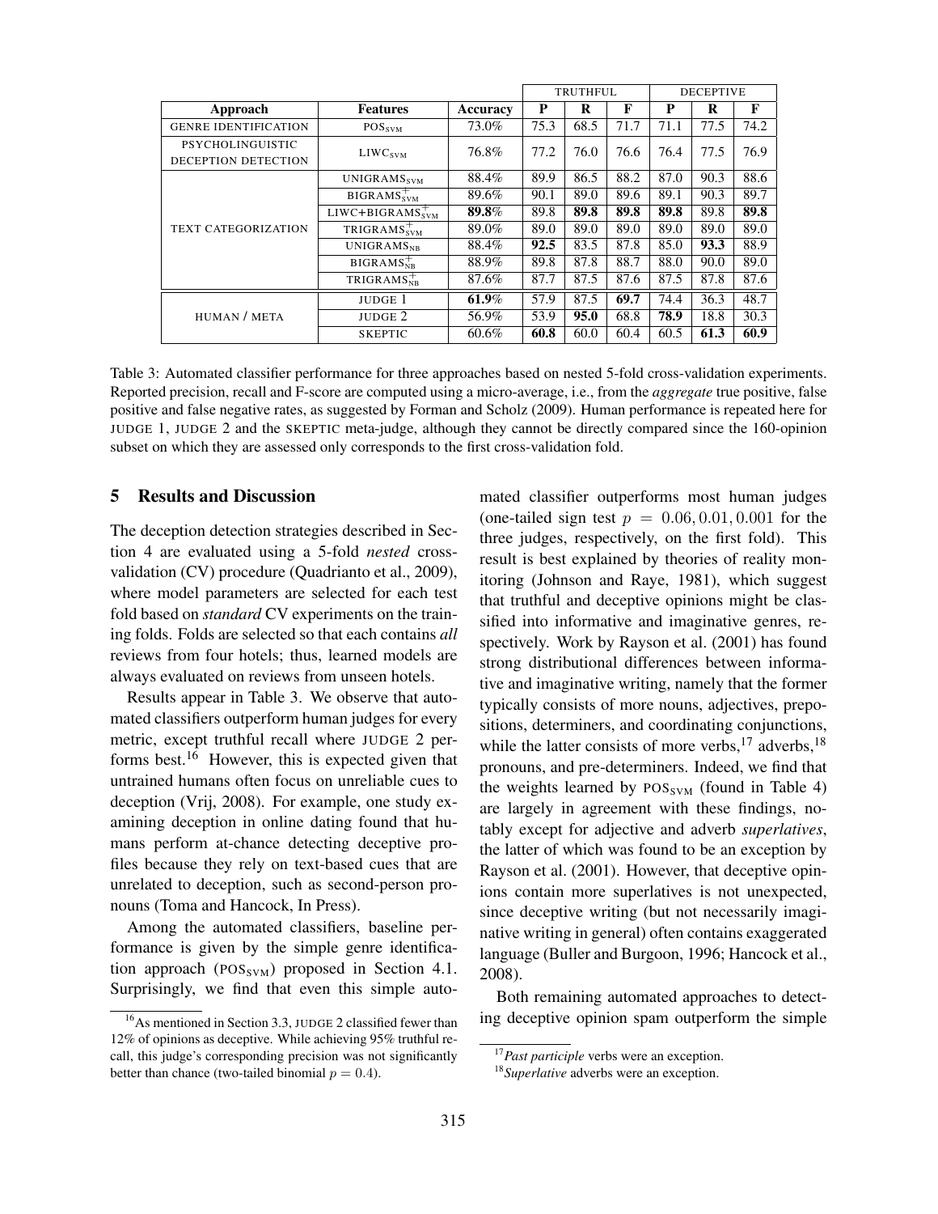| | | | TRUTHFUL | | | DECEPTIVE | | |
|---|---|---|---|---|---|---|---|---|
| **Approach** | **Features** | **Accuracy** | **P** | **R** | **F** | **P** | **R** | **F** |
| GENRE IDENTIFICATION | $\text{POS}_{\text{SVM}}$ | 73.0% | 75.3 | 68.5 | 71.7 | 71.1 | 77.5 | 74.2 |
| PSYCHOLINGUISTIC DECEPTION DETECTION | $\text{LIWC}_{\text{SVM}}$ | 76.8% | 77.2 | 76.0 | 76.6 | 76.4 | 77.5 | 76.9 |
| TEXT CATEGORIZATION | $\text{UNIGRAMS}_{\text{SVM}}$ | 88.4% | 89.9 | 86.5 | 88.2 | 87.0 | 90.3 | 88.6 |
| | $\text{BIGRAMS}^{+}_{\text{SVM}}$ | 89.6% | 90.1 | 89.0 | 89.6 | 89.1 | 90.3 | 89.7 |
| | $\text{LIWC+BIGRAMS}^{+}_{\text{SVM}}$ | **89.8%** | 89.8 | **89.8** | **89.8** | **89.8** | 89.8 | **89.8** |
| | $\text{TRIGRAMS}^{+}_{\text{SVM}}$ | 89.0% | 89.0 | 89.0 | 89.0 | 89.0 | 89.0 | 89.0 |
| | $\text{UNIGRAMS}_{\text{NB}}$ | 88.4% | **92.5** | 83.5 | 87.8 | 85.0 | **93.3** | 88.9 |
| | $\text{BIGRAMS}^{+}_{\text{NB}}$ | 88.9% | 89.8 | 87.8 | 88.7 | 88.0 | 90.0 | 89.0 |
| | $\text{TRIGRAMS}^{+}_{\text{NB}}$ | 87.6% | 87.7 | 87.5 | 87.6 | 87.5 | 87.8 | 87.6 |
| HUMAN / META | JUDGE 1 | **61.9%** | 57.9 | 87.5 | **69.7** | 74.4 | 36.3 | 48.7 |
| | JUDGE 2 | 56.9% | 53.9 | **95.0** | 68.8 | **78.9** | 18.8 | 30.3 |
| | SKEPTIC | 60.6% | **60.8** | 60.0 | 60.4 | 60.5 | **61.3** | **60.9** |

Table 3: Automated classifier performance for three approaches based on nested 5-fold cross-validation experiments. Reported precision, recall and F-score are computed using a micro-average, i.e., from the *aggregate* true positive, false positive and false negative rates, as suggested by Forman and Scholz (2009). Human performance is repeated here for JUDGE 1, JUDGE 2 and the SKEPTIC meta-judge, although they cannot be directly compared since the 160-opinion subset on which they are assessed only corresponds to the first cross-validation fold.

## 5 Results and Discussion

The deception detection strategies described in Section 4 are evaluated using a 5-fold *nested* cross-validation (CV) procedure (Quadrianto et al., 2009), where model parameters are selected for each test fold based on *standard* CV experiments on the training folds. Folds are selected so that each contains *all* reviews from four hotels; thus, learned models are always evaluated on reviews from unseen hotels.

Results appear in Table 3. We observe that automated classifiers outperform human judges for every metric, except truthful recall where JUDGE 2 performs best.[16] However, this is expected given that untrained humans often focus on unreliable cues to deception (Vrij, 2008). For example, one study examining deception in online dating found that humans perform at-chance detecting deceptive profiles because they rely on text-based cues that are unrelated to deception, such as second-person pronouns (Toma and Hancock, In Press).

Among the automated classifiers, baseline performance is given by the simple genre identification approach ($\text{POS}_{\text{SVM}}$) proposed in Section 4.1. Surprisingly, we find that even this simple automated classifier outperforms most human judges (one-tailed sign test $p = 0.06, 0.01, 0.001$ for the three judges, respectively, on the first fold). This result is best explained by theories of reality monitoring (Johnson and Raye, 1981), which suggest that truthful and deceptive opinions might be classified into informative and imaginative genres, respectively. Work by Rayson et al. (2001) has found strong distributional differences between informative and imaginative writing, namely that the former typically consists of more nouns, adjectives, prepositions, determiners, and coordinating conjunctions, while the latter consists of more verbs,[17] adverbs,[18] pronouns, and pre-determiners. Indeed, we find that the weights learned by $\text{POS}_{\text{SVM}}$ (found in Table 4) are largely in agreement with these findings, notably except for adjective and adverb *superlatives*, the latter of which was found to be an exception by Rayson et al. (2001). However, that deceptive opinions contain more superlatives is not unexpected, since deceptive writing (but not necessarily imaginative writing in general) often contains exaggerated language (Buller and Burgoon, 1996; Hancock et al., 2008).

Both remaining automated approaches to detecting deceptive opinion spam outperform the simple

[16] As mentioned in Section 3.3, JUDGE 2 classified fewer than 12% of opinions as deceptive. While achieving 95% truthful recall, this judge's corresponding precision was not significantly better than chance (two-tailed binomial $p = 0.4$).

[17] *Past participle* verbs were an exception.

[18] *Superlative* adverbs were an exception.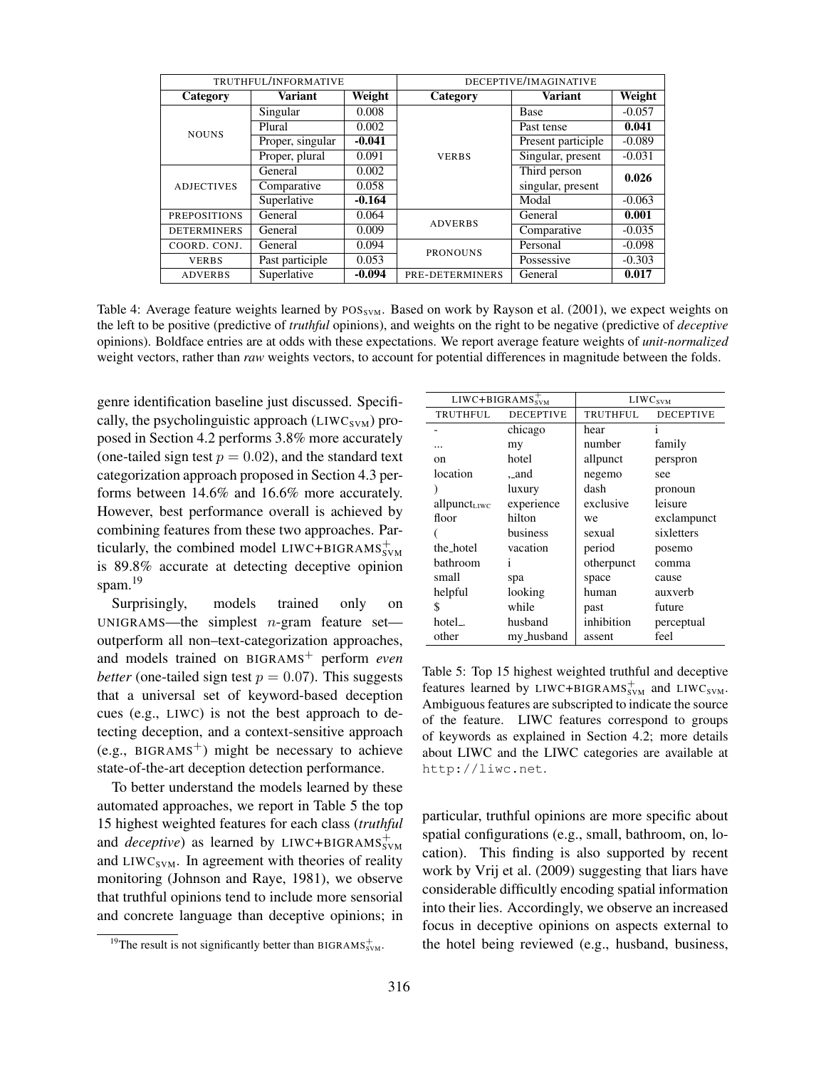| TRUTHFUL/INFORMATIVE | | | DECEPTIVE/IMAGINATIVE | | |
|---|---|---|---|---|---|
| **Category** | **Variant** | **Weight** | **Category** | **Variant** | **Weight** |
| NOUNS | Singular | 0.008 | VERBS | Base | -0.057 |
| | Plural | 0.002 | | Past tense | **0.041** |
| | Proper, singular | **-0.041** | | Present participle | -0.089 |
| | Proper, plural | 0.091 | | Singular, present | -0.031 |
| ADJECTIVES | General | 0.002 | | Third person singular, present | **0.026** |
| | Comparative | 0.058 | | | |
| | Superlative | **-0.164** | | Modal | -0.063 |
| PREPOSITIONS | General | 0.064 | ADVERBS | General | **0.001** |
| DETERMINERS | General | 0.009 | | Comparative | -0.035 |
| COORD. CONJ. | General | 0.094 | PRONOUNS | Personal | -0.098 |
| VERBS | Past participle | 0.053 | | Possessive | -0.303 |
| ADVERBS | Superlative | **-0.094** | PRE-DETERMINERS | General | **0.017** |

Table 4: Average feature weights learned by $\text{POS}_{\text{SVM}}$. Based on work by Rayson et al. (2001), we expect weights on the left to be positive (predictive of *truthful* opinions), and weights on the right to be negative (predictive of *deceptive* opinions). Boldface entries are at odds with these expectations. We report average feature weights of *unit-normalized* weight vectors, rather than *raw* weights vectors, to account for potential differences in magnitude between the folds.

genre identification baseline just discussed. Specifically, the psycholinguistic approach ($\text{LIWC}_{\text{SVM}}$) proposed in Section 4.2 performs 3.8% more accurately (one-tailed sign test $p = 0.02$), and the standard text categorization approach proposed in Section 4.3 performs between 14.6% and 16.6% more accurately. However, best performance overall is achieved by combining features from these two approaches. Particularly, the combined model $\text{LIWC+BIGRAMS}^{+}_{\text{SVM}}$ is 89.8% accurate at detecting deceptive opinion spam.[19]

Surprisingly, models trained only on UNIGRAMS—the simplest $n$-gram feature set—outperform all non–text-categorization approaches, and models trained on $\text{BIGRAMS}^{+}$ perform *even better* (one-tailed sign test $p = 0.07$). This suggests that a universal set of keyword-based deception cues (e.g., LIWC) is not the best approach to detecting deception, and a context-sensitive approach (e.g., $\text{BIGRAMS}^{+}$) might be necessary to achieve state-of-the-art deception detection performance.

To better understand the models learned by these automated approaches, we report in Table 5 the top 15 highest weighted features for each class (*truthful* and *deceptive*) as learned by $\text{LIWC+BIGRAMS}^{+}_{\text{SVM}}$ and $\text{LIWC}_{\text{SVM}}$. In agreement with theories of reality monitoring (Johnson and Raye, 1981), we observe that truthful opinions tend to include more sensorial and concrete language than deceptive opinions; in particular, truthful opinions are more specific about spatial configurations (e.g., small, bathroom, on, location). This finding is also supported by recent work by Vrij et al. (2009) suggesting that liars have considerable difficultly encoding spatial information into their lies. Accordingly, we observe an increased focus in deceptive opinions on aspects external to the hotel being reviewed (e.g., husband, business,

[19] The result is not significantly better than $\text{BIGRAMS}^{+}_{\text{SVM}}$.

| $\text{LIWC+BIGRAMS}^{+}_{\text{SVM}}$ | | $\text{LIWC}_{\text{SVM}}$ | |
|---|---|---|---|
| TRUTHFUL | DECEPTIVE | TRUTHFUL | DECEPTIVE |
| - | chicago | hear | i |
| ... | my | number | family |
| on | hotel | allpunct | perspron |
| location | ,_and | negemo | see |
| ) | luxury | dash | pronoun |
| $\text{allpunct}_{\text{LIWC}}$ | experience | exclusive | leisure |
| floor | hilton | we | exclampunct |
| ( | business | sexual | sixletters |
| the_hotel | vacation | period | posemo |
| bathroom | i | otherpunct | comma |
| small | spa | space | cause |
| helpful | looking | human | auxverb |
| $ | while | past | future |
| hotel_. | husband | inhibition | perceptual |
| other | my_husband | assent | feel |

Table 5: Top 15 highest weighted truthful and deceptive features learned by $\text{LIWC+BIGRAMS}^{+}_{\text{SVM}}$ and $\text{LIWC}_{\text{SVM}}$. Ambiguous features are subscripted to indicate the source of the feature. LIWC features correspond to groups of keywords as explained in Section 4.2; more details about LIWC and the LIWC categories are available at http://liwc.net.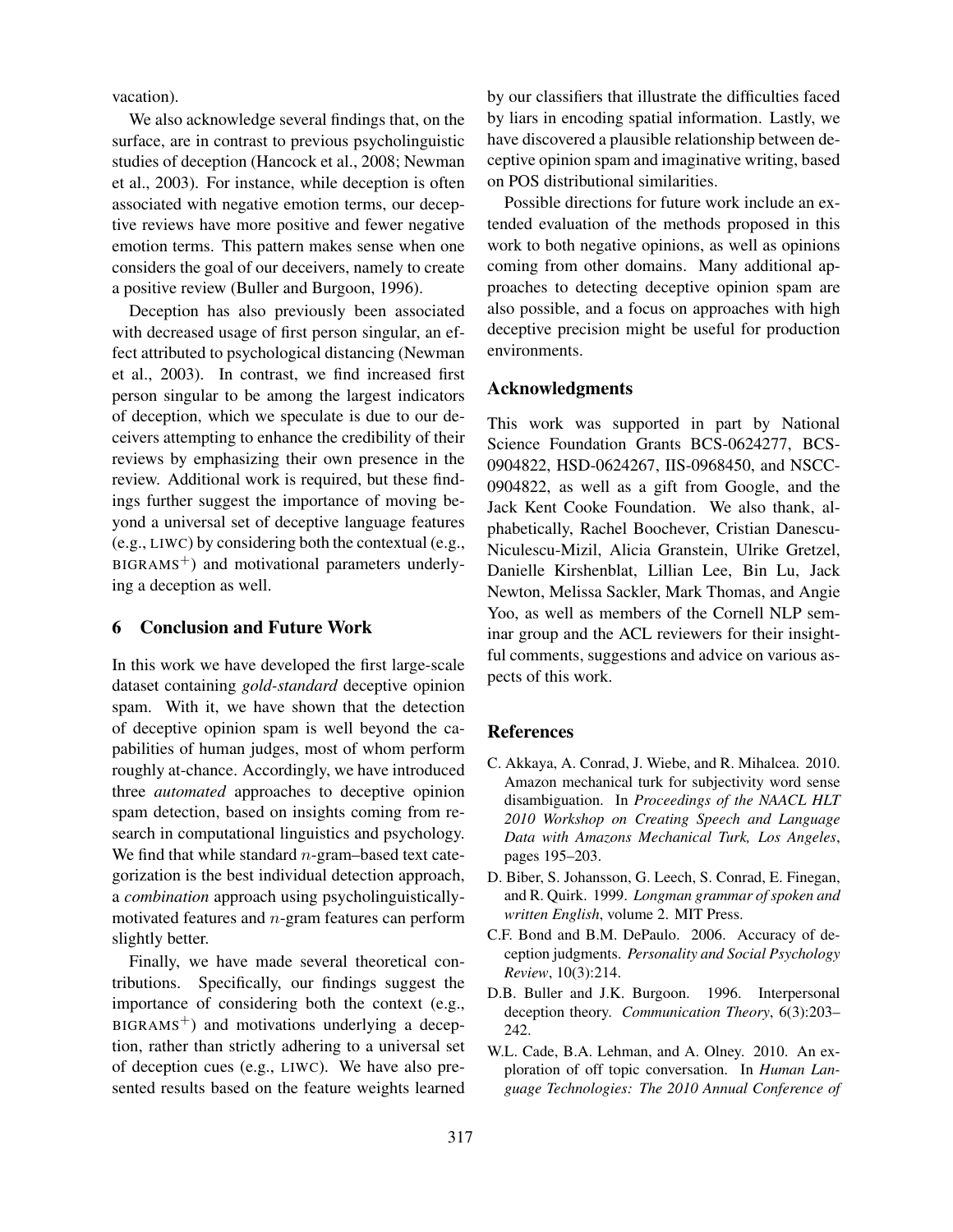vacation).

We also acknowledge several findings that, on the surface, are in contrast to previous psycholinguistic studies of deception (Hancock et al., 2008; Newman et al., 2003). For instance, while deception is often associated with negative emotion terms, our deceptive reviews have more positive and fewer negative emotion terms. This pattern makes sense when one considers the goal of our deceivers, namely to create a positive review (Buller and Burgoon, 1996).

Deception has also previously been associated with decreased usage of first person singular, an effect attributed to psychological distancing (Newman et al., 2003). In contrast, we find increased first person singular to be among the largest indicators of deception, which we speculate is due to our deceivers attempting to enhance the credibility of their reviews by emphasizing their own presence in the review. Additional work is required, but these findings further suggest the importance of moving beyond a universal set of deceptive language features (e.g., LIWC) by considering both the contextual (e.g., BIGRAMS$^+$) and motivational parameters underlying a deception as well.

## 6 Conclusion and Future Work

In this work we have developed the first large-scale dataset containing *gold-standard* deceptive opinion spam. With it, we have shown that the detection of deceptive opinion spam is well beyond the capabilities of human judges, most of whom perform roughly at-chance. Accordingly, we have introduced three *automated* approaches to deceptive opinion spam detection, based on insights coming from research in computational linguistics and psychology. We find that while standard $n$-gram–based text categorization is the best individual detection approach, a *combination* approach using psycholinguistically-motivated features and $n$-gram features can perform slightly better.

Finally, we have made several theoretical contributions. Specifically, our findings suggest the importance of considering both the context (e.g., BIGRAMS$^+$) and motivations underlying a deception, rather than strictly adhering to a universal set of deception cues (e.g., LIWC). We have also presented results based on the feature weights learned by our classifiers that illustrate the difficulties faced by liars in encoding spatial information. Lastly, we have discovered a plausible relationship between deceptive opinion spam and imaginative writing, based on POS distributional similarities.

Possible directions for future work include an extended evaluation of the methods proposed in this work to both negative opinions, as well as opinions coming from other domains. Many additional approaches to detecting deceptive opinion spam are also possible, and a focus on approaches with high deceptive precision might be useful for production environments.

## Acknowledgments

This work was supported in part by National Science Foundation Grants BCS-0624277, BCS-0904822, HSD-0624267, IIS-0968450, and NSCC-0904822, as well as a gift from Google, and the Jack Kent Cooke Foundation. We also thank, alphabetically, Rachel Boochever, Cristian Danescu-Niculescu-Mizil, Alicia Granstein, Ulrike Gretzel, Danielle Kirshenblat, Lillian Lee, Bin Lu, Jack Newton, Melissa Sackler, Mark Thomas, and Angie Yoo, as well as members of the Cornell NLP seminar group and the ACL reviewers for their insightful comments, suggestions and advice on various aspects of this work.

## References

C. Akkaya, A. Conrad, J. Wiebe, and R. Mihalcea. 2010. Amazon mechanical turk for subjectivity word sense disambiguation. In *Proceedings of the NAACL HLT 2010 Workshop on Creating Speech and Language Data with Amazons Mechanical Turk, Los Angeles*, pages 195–203.

D. Biber, S. Johansson, G. Leech, S. Conrad, E. Finegan, and R. Quirk. 1999. *Longman grammar of spoken and written English*, volume 2. MIT Press.

C.F. Bond and B.M. DePaulo. 2006. Accuracy of deception judgments. *Personality and Social Psychology Review*, 10(3):214.

D.B. Buller and J.K. Burgoon. 1996. Interpersonal deception theory. *Communication Theory*, 6(3):203–242.

W.L. Cade, B.A. Lehman, and A. Olney. 2010. An exploration of off topic conversation. In *Human Language Technologies: The 2010 Annual Conference of*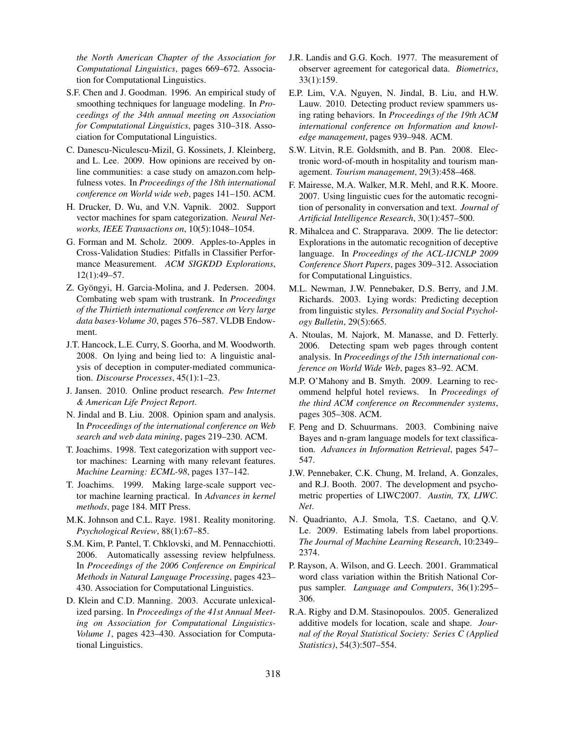*the North American Chapter of the Association for Computational Linguistics*, pages 669–672. Association for Computational Linguistics.

S.F. Chen and J. Goodman. 1996. An empirical study of smoothing techniques for language modeling. In *Proceedings of the 34th annual meeting on Association for Computational Linguistics*, pages 310–318. Association for Computational Linguistics.

C. Danescu-Niculescu-Mizil, G. Kossinets, J. Kleinberg, and L. Lee. 2009. How opinions are received by online communities: a case study on amazon.com helpfulness votes. In *Proceedings of the 18th international conference on World wide web*, pages 141–150. ACM.

H. Drucker, D. Wu, and V.N. Vapnik. 2002. Support vector machines for spam categorization. *Neural Networks, IEEE Transactions on*, 10(5):1048–1054.

G. Forman and M. Scholz. 2009. Apples-to-Apples in Cross-Validation Studies: Pitfalls in Classifier Performance Measurement. *ACM SIGKDD Explorations*, 12(1):49–57.

Z. Gyöngyi, H. Garcia-Molina, and J. Pedersen. 2004. Combating web spam with trustrank. In *Proceedings of the Thirtieth international conference on Very large data bases-Volume 30*, pages 576–587. VLDB Endowment.

J.T. Hancock, L.E. Curry, S. Goorha, and M. Woodworth. 2008. On lying and being lied to: A linguistic analysis of deception in computer-mediated communication. *Discourse Processes*, 45(1):1–23.

J. Jansen. 2010. Online product research. *Pew Internet & American Life Project Report*.

N. Jindal and B. Liu. 2008. Opinion spam and analysis. In *Proceedings of the international conference on Web search and web data mining*, pages 219–230. ACM.

T. Joachims. 1998. Text categorization with support vector machines: Learning with many relevant features. *Machine Learning: ECML-98*, pages 137–142.

T. Joachims. 1999. Making large-scale support vector machine learning practical. In *Advances in kernel methods*, page 184. MIT Press.

M.K. Johnson and C.L. Raye. 1981. Reality monitoring. *Psychological Review*, 88(1):67–85.

S.M. Kim, P. Pantel, T. Chklovski, and M. Pennacchiotti. 2006. Automatically assessing review helpfulness. In *Proceedings of the 2006 Conference on Empirical Methods in Natural Language Processing*, pages 423–430. Association for Computational Linguistics.

D. Klein and C.D. Manning. 2003. Accurate unlexicalized parsing. In *Proceedings of the 41st Annual Meeting on Association for Computational Linguistics-Volume 1*, pages 423–430. Association for Computational Linguistics.

J.R. Landis and G.G. Koch. 1977. The measurement of observer agreement for categorical data. *Biometrics*, 33(1):159.

E.P. Lim, V.A. Nguyen, N. Jindal, B. Liu, and H.W. Lauw. 2010. Detecting product review spammers using rating behaviors. In *Proceedings of the 19th ACM international conference on Information and knowledge management*, pages 939–948. ACM.

S.W. Litvin, R.E. Goldsmith, and B. Pan. 2008. Electronic word-of-mouth in hospitality and tourism management. *Tourism management*, 29(3):458–468.

F. Mairesse, M.A. Walker, M.R. Mehl, and R.K. Moore. 2007. Using linguistic cues for the automatic recognition of personality in conversation and text. *Journal of Artificial Intelligence Research*, 30(1):457–500.

R. Mihalcea and C. Strapparava. 2009. The lie detector: Explorations in the automatic recognition of deceptive language. In *Proceedings of the ACL-IJCNLP 2009 Conference Short Papers*, pages 309–312. Association for Computational Linguistics.

M.L. Newman, J.W. Pennebaker, D.S. Berry, and J.M. Richards. 2003. Lying words: Predicting deception from linguistic styles. *Personality and Social Psychology Bulletin*, 29(5):665.

A. Ntoulas, M. Najork, M. Manasse, and D. Fetterly. 2006. Detecting spam web pages through content analysis. In *Proceedings of the 15th international conference on World Wide Web*, pages 83–92. ACM.

M.P. O'Mahony and B. Smyth. 2009. Learning to recommend helpful hotel reviews. In *Proceedings of the third ACM conference on Recommender systems*, pages 305–308. ACM.

F. Peng and D. Schuurmans. 2003. Combining naive Bayes and n-gram language models for text classification. *Advances in Information Retrieval*, pages 547–547.

J.W. Pennebaker, C.K. Chung, M. Ireland, A. Gonzales, and R.J. Booth. 2007. The development and psychometric properties of LIWC2007. *Austin, TX, LIWC. Net*.

N. Quadrianto, A.J. Smola, T.S. Caetano, and Q.V. Le. 2009. Estimating labels from label proportions. *The Journal of Machine Learning Research*, 10:2349–2374.

P. Rayson, A. Wilson, and G. Leech. 2001. Grammatical word class variation within the British National Corpus sampler. *Language and Computers*, 36(1):295–306.

R.A. Rigby and D.M. Stasinopoulos. 2005. Generalized additive models for location, scale and shape. *Journal of the Royal Statistical Society: Series C (Applied Statistics)*, 54(3):507–554.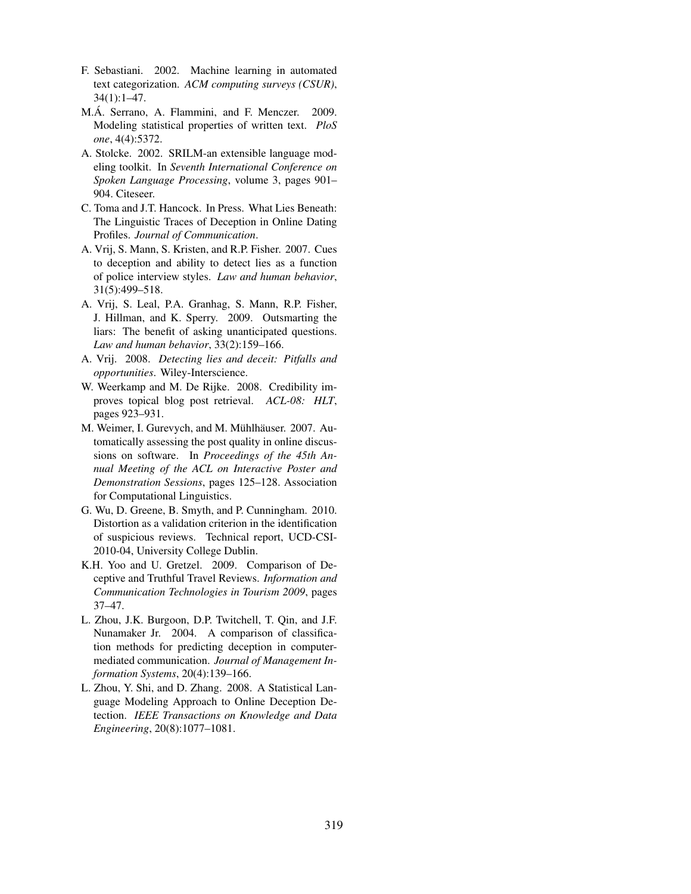F. Sebastiani. 2002. Machine learning in automated text categorization. *ACM computing surveys (CSUR)*, 34(1):1–47.

M.Á. Serrano, A. Flammini, and F. Menczer. 2009. Modeling statistical properties of written text. *PloS one*, 4(4):5372.

A. Stolcke. 2002. SRILM-an extensible language modeling toolkit. In *Seventh International Conference on Spoken Language Processing*, volume 3, pages 901–904. Citeseer.

C. Toma and J.T. Hancock. In Press. What Lies Beneath: The Linguistic Traces of Deception in Online Dating Profiles. *Journal of Communication*.

A. Vrij, S. Mann, S. Kristen, and R.P. Fisher. 2007. Cues to deception and ability to detect lies as a function of police interview styles. *Law and human behavior*, 31(5):499–518.

A. Vrij, S. Leal, P.A. Granhag, S. Mann, R.P. Fisher, J. Hillman, and K. Sperry. 2009. Outsmarting the liars: The benefit of asking unanticipated questions. *Law and human behavior*, 33(2):159–166.

A. Vrij. 2008. *Detecting lies and deceit: Pitfalls and opportunities*. Wiley-Interscience.

W. Weerkamp and M. De Rijke. 2008. Credibility improves topical blog post retrieval. *ACL-08: HLT*, pages 923–931.

M. Weimer, I. Gurevych, and M. Mühlhäuser. 2007. Automatically assessing the post quality in online discussions on software. In *Proceedings of the 45th Annual Meeting of the ACL on Interactive Poster and Demonstration Sessions*, pages 125–128. Association for Computational Linguistics.

G. Wu, D. Greene, B. Smyth, and P. Cunningham. 2010. Distortion as a validation criterion in the identification of suspicious reviews. Technical report, UCD-CSI-2010-04, University College Dublin.

K.H. Yoo and U. Gretzel. 2009. Comparison of Deceptive and Truthful Travel Reviews. *Information and Communication Technologies in Tourism 2009*, pages 37–47.

L. Zhou, J.K. Burgoon, D.P. Twitchell, T. Qin, and J.F. Nunamaker Jr. 2004. A comparison of classification methods for predicting deception in computer-mediated communication. *Journal of Management Information Systems*, 20(4):139–166.

L. Zhou, Y. Shi, and D. Zhang. 2008. A Statistical Language Modeling Approach to Online Deception Detection. *IEEE Transactions on Knowledge and Data Engineering*, 20(8):1077–1081.